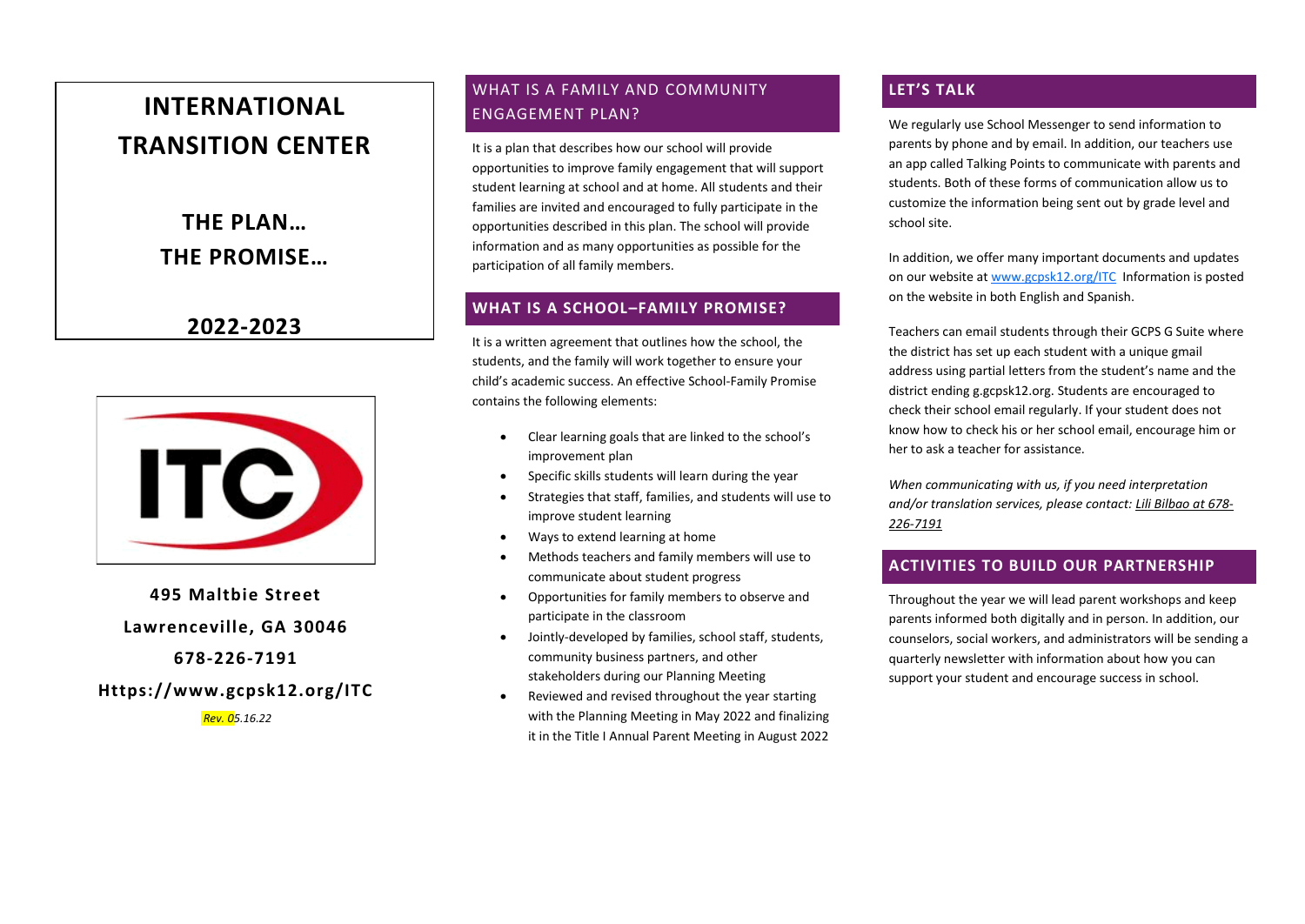# INTERNATIONAL TRANSITION CENTER

## THE PLAN…
## THE PROMISE…

## 2022-2023

**495 Maltbie Street**

**Lawrenceville, GA 30046**

**678-226-7191**

**Https://www.gcpsk12.org/ITC**

*Rev. 05.16.22*

## WHAT IS A FAMILY AND COMMUNITY ENGAGEMENT PLAN?

It is a plan that describes how our school will provide opportunities to improve family engagement that will support student learning at school and at home. All students and their families are invited and encouraged to fully participate in the opportunities described in this plan. The school will provide information and as many opportunities as possible for the participation of all family members.

## WHAT IS A SCHOOL–FAMILY PROMISE?

It is a written agreement that outlines how the school, the students, and the family will work together to ensure your child's academic success. An effective School-Family Promise contains the following elements:

- Clear learning goals that are linked to the school's improvement plan
- Specific skills students will learn during the year
- Strategies that staff, families, and students will use to improve student learning
- Ways to extend learning at home
- Methods teachers and family members will use to communicate about student progress
- Opportunities for family members to observe and participate in the classroom
- Jointly-developed by families, school staff, students, community business partners, and other stakeholders during our Planning Meeting
- Reviewed and revised throughout the year starting with the Planning Meeting in May 2022 and finalizing it in the Title I Annual Parent Meeting in August 2022

## LET'S TALK

We regularly use School Messenger to send information to parents by phone and by email. In addition, our teachers use an app called Talking Points to communicate with parents and students. Both of these forms of communication allow us to customize the information being sent out by grade level and school site.

In addition, we offer many important documents and updates on our website at [www.gcpsk12.org/ITC](www.gcpsk12.org/ITC) Information is posted on the website in both English and Spanish.

Teachers can email students through their GCPS G Suite where the district has set up each student with a unique gmail address using partial letters from the student's name and the district ending g.gcpsk12.org. Students are encouraged to check their school email regularly. If your student does not know how to check his or her school email, encourage him or her to ask a teacher for assistance.

*When communicating with us, if you need interpretation and/or translation services, please contact: Lili Bilbao at 678-226-7191*

## ACTIVITIES TO BUILD OUR PARTNERSHIP

Throughout the year we will lead parent workshops and keep parents informed both digitally and in person. In addition, our counselors, social workers, and administrators will be sending a quarterly newsletter with information about how you can support your student and encourage success in school.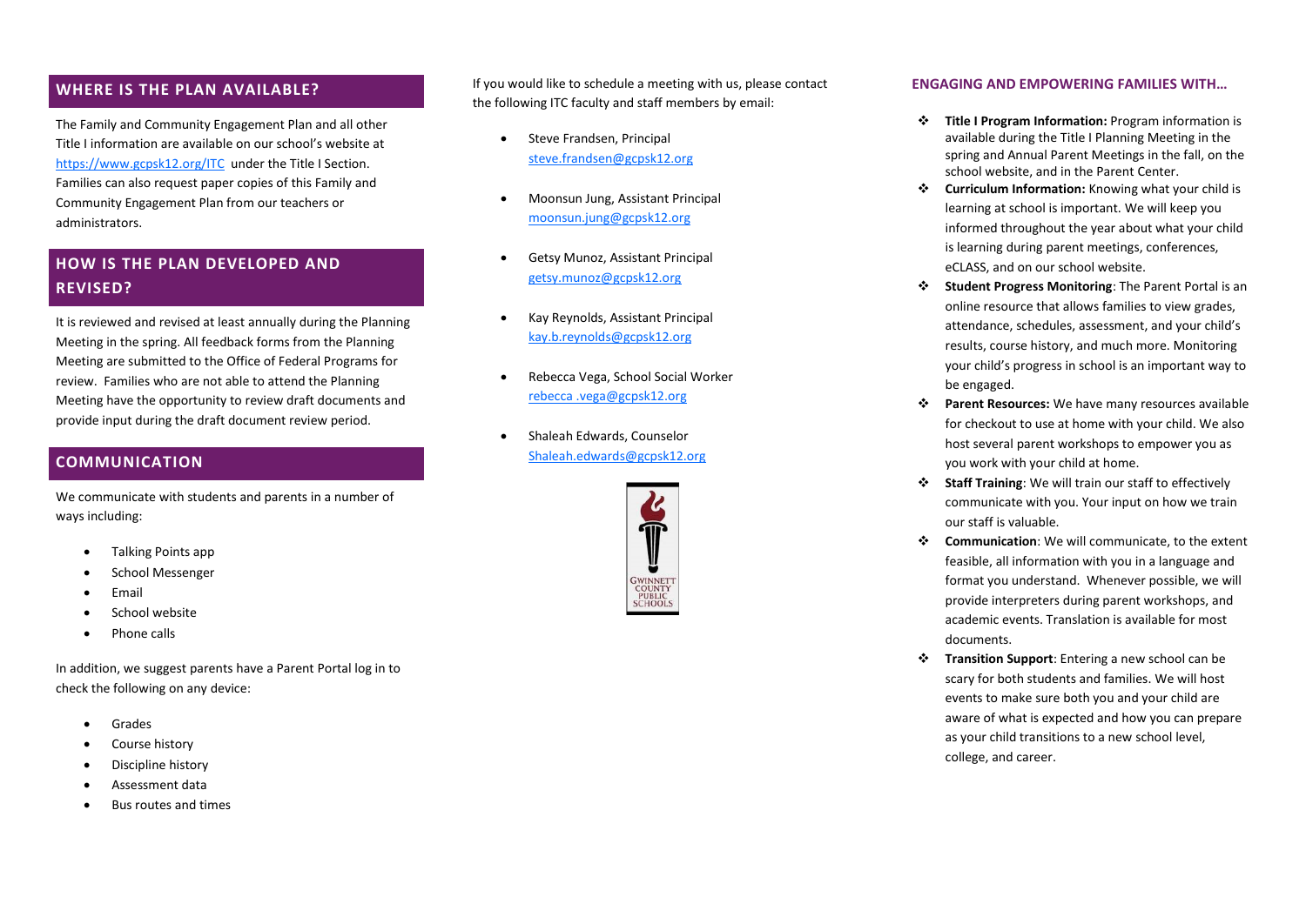## WHERE IS THE PLAN AVAILABLE?

The Family and Community Engagement Plan and all other Title I information are available on our school's website at https://www.gcpsk12.org/ITC under the Title I Section. Families can also request paper copies of this Family and Community Engagement Plan from our teachers or administrators.

## HOW IS THE PLAN DEVELOPED AND REVISED?

It is reviewed and revised at least annually during the Planning Meeting in the spring. All feedback forms from the Planning Meeting are submitted to the Office of Federal Programs for review. Families who are not able to attend the Planning Meeting have the opportunity to review draft documents and provide input during the draft document review period.

## COMMUNICATION

We communicate with students and parents in a number of ways including:

- Talking Points app
- School Messenger
- Email
- School website
- Phone calls

In addition, we suggest parents have a Parent Portal log in to check the following on any device:

- Grades
- Course history
- Discipline history
- Assessment data
- Bus routes and times

If you would like to schedule a meeting with us, please contact the following ITC faculty and staff members by email:

- Steve Frandsen, Principal
  steve.frandsen@gcpsk12.org
- Moonsun Jung, Assistant Principal
  moonsun.jung@gcpsk12.org
- Getsy Munoz, Assistant Principal
  getsy.munoz@gcpsk12.org
- Kay Reynolds, Assistant Principal
  kay.b.reynolds@gcpsk12.org
- Rebecca Vega, School Social Worker
  rebecca .vega@gcpsk12.org
- Shaleah Edwards, Counselor
  Shaleah.edwards@gcpsk12.org

GWINNETT COUNTY PUBLIC SCHOOLS

## ENGAGING AND EMPOWERING FAMILIES WITH…

- **Title I Program Information:** Program information is available during the Title I Planning Meeting in the spring and Annual Parent Meetings in the fall, on the school website, and in the Parent Center.
- **Curriculum Information:** Knowing what your child is learning at school is important. We will keep you informed throughout the year about what your child is learning during parent meetings, conferences, eCLASS, and on our school website.
- **Student Progress Monitoring**: The Parent Portal is an online resource that allows families to view grades, attendance, schedules, assessment, and your child's results, course history, and much more. Monitoring your child's progress in school is an important way to be engaged.
- **Parent Resources:** We have many resources available for checkout to use at home with your child. We also host several parent workshops to empower you as you work with your child at home.
- **Staff Training**: We will train our staff to effectively communicate with you. Your input on how we train our staff is valuable.
- **Communication**: We will communicate, to the extent feasible, all information with you in a language and format you understand. Whenever possible, we will provide interpreters during parent workshops, and academic events. Translation is available for most documents.
- **Transition Support**: Entering a new school can be scary for both students and families. We will host events to make sure both you and your child are aware of what is expected and how you can prepare as your child transitions to a new school level, college, and career.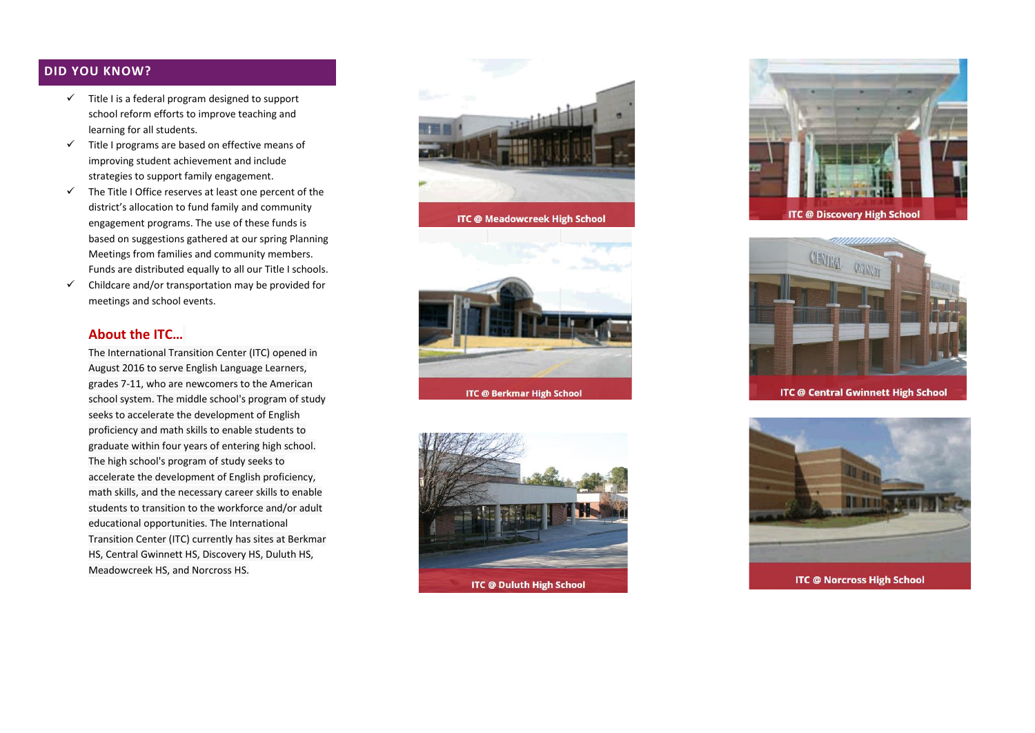## DID YOU KNOW?

- ✓ Title I is a federal program designed to support school reform efforts to improve teaching and learning for all students.
- ✓ Title I programs are based on effective means of improving student achievement and include strategies to support family engagement.
- ✓ The Title I Office reserves at least one percent of the district's allocation to fund family and community engagement programs. The use of these funds is based on suggestions gathered at our spring Planning Meetings from families and community members. Funds are distributed equally to all our Title I schools.
- ✓ Childcare and/or transportation may be provided for meetings and school events.

## About the ITC…

The International Transition Center (ITC) opened in August 2016 to serve English Language Learners, grades 7-11, who are newcomers to the American school system. The middle school's program of study seeks to accelerate the development of English proficiency and math skills to enable students to graduate within four years of entering high school. The high school's program of study seeks to accelerate the development of English proficiency, math skills, and the necessary career skills to enable students to transition to the workforce and/or adult educational opportunities. The International Transition Center (ITC) currently has sites at Berkmar HS, Central Gwinnett HS, Discovery HS, Duluth HS, Meadowcreek HS, and Norcross HS.

ITC @ Meadowcreek High School

ITC @ Berkmar High School

ITC @ Duluth High School

ITC @ Discovery High School

ITC @ Central Gwinnett High School

ITC @ Norcross High School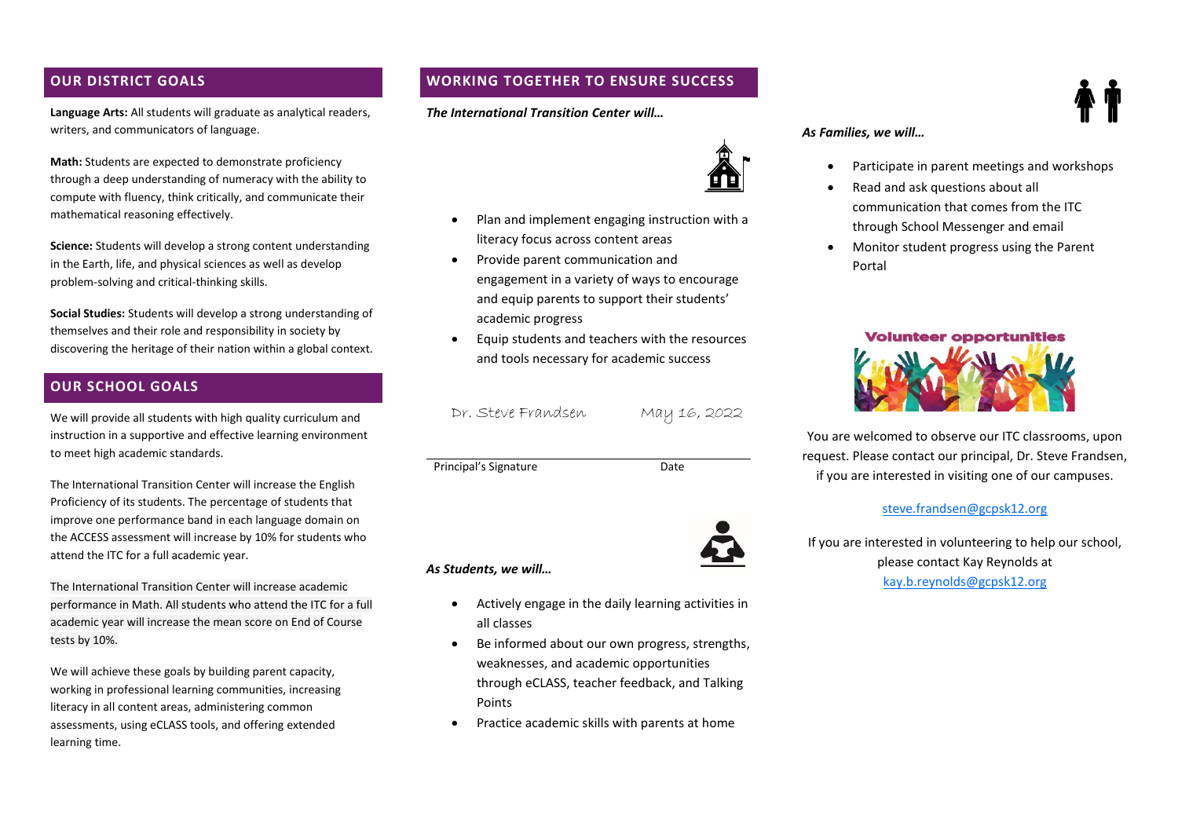## OUR DISTRICT GOALS

**Language Arts:** All students will graduate as analytical readers, writers, and communicators of language.

**Math:** Students are expected to demonstrate proficiency through a deep understanding of numeracy with the ability to compute with fluency, think critically, and communicate their mathematical reasoning effectively.

**Science:** Students will develop a strong content understanding in the Earth, life, and physical sciences as well as develop problem-solving and critical-thinking skills.

**Social Studies:** Students will develop a strong understanding of themselves and their role and responsibility in society by discovering the heritage of their nation within a global context.

## OUR SCHOOL GOALS

We will provide all students with high quality curriculum and instruction in a supportive and effective learning environment to meet high academic standards.

The International Transition Center will increase the English Proficiency of its students. The percentage of students that improve one performance band in each language domain on the ACCESS assessment will increase by 10% for students who attend the ITC for a full academic year.

The International Transition Center will increase academic performance in Math. All students who attend the ITC for a full academic year will increase the mean score on End of Course tests by 10%.

We will achieve these goals by building parent capacity, working in professional learning communities, increasing literacy in all content areas, administering common assessments, using eCLASS tools, and offering extended learning time.

## WORKING TOGETHER TO ENSURE SUCCESS

***The International Transition Center will…***

- Plan and implement engaging instruction with a literacy focus across content areas
- Provide parent communication and engagement in a variety of ways to encourage and equip parents to support their students' academic progress
- Equip students and teachers with the resources and tools necessary for academic success

Dr. Steve Frandsen — May 16, 2022

Principal's Signature — Date

***As Students, we will…***

- Actively engage in the daily learning activities in all classes
- Be informed about our own progress, strengths, weaknesses, and academic opportunities through eCLASS, teacher feedback, and Talking Points
- Practice academic skills with parents at home

***As Families, we will…***

- Participate in parent meetings and workshops
- Read and ask questions about all communication that comes from the ITC through School Messenger and email
- Monitor student progress using the Parent Portal

Volunteer opportunities

You are welcomed to observe our ITC classrooms, upon request. Please contact our principal, Dr. Steve Frandsen, if you are interested in visiting one of our campuses.

steve.frandsen@gcpsk12.org

If you are interested in volunteering to help our school, please contact Kay Reynolds at kay.b.reynolds@gcpsk12.org